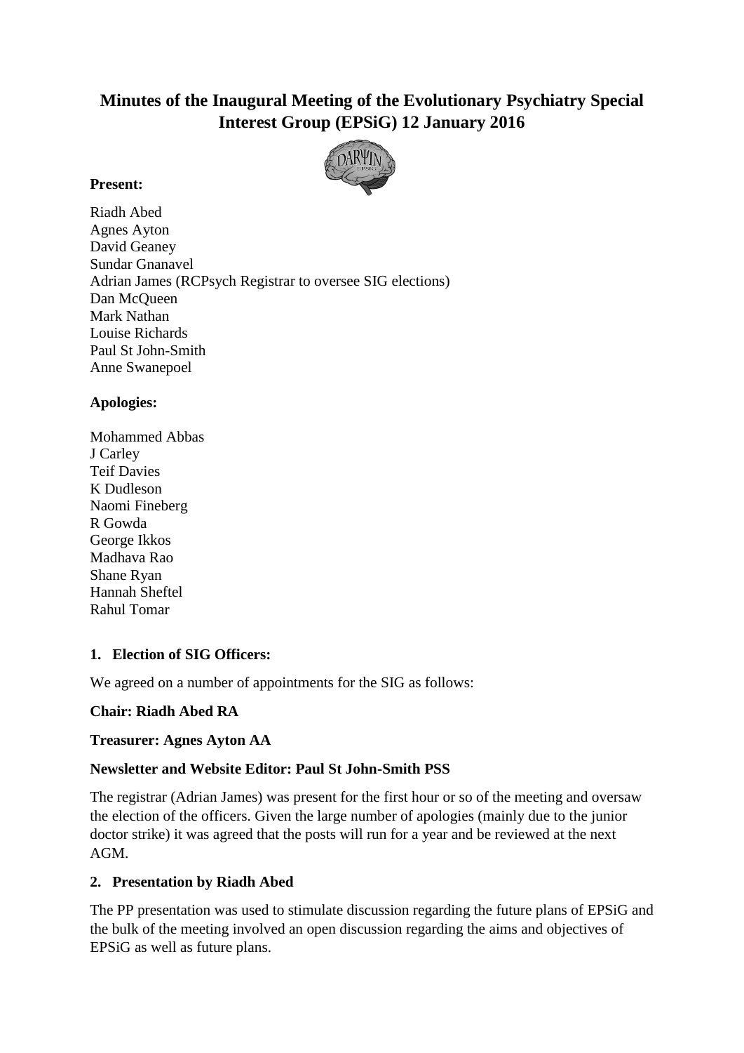# Minutes of the Inaugural Meeting of the Evolutionary Psychiatry Special Interest Group (EPSiG) 12 January 2016

**Present:**

Riadh Abed
Agnes Ayton
David Geaney
Sundar Gnanavel
Adrian James (RCPsych Registrar to oversee SIG elections)
Dan McQueen
Mark Nathan
Louise Richards
Paul St John-Smith
Anne Swanepoel

**Apologies:**

Mohammed Abbas
J Carley
Teif Davies
K Dudleson
Naomi Fineberg
R Gowda
George Ikkos
Madhava Rao
Shane Ryan
Hannah Sheftel
Rahul Tomar

**1. Election of SIG Officers:**

We agreed on a number of appointments for the SIG as follows:

**Chair: Riadh Abed RA**

**Treasurer: Agnes Ayton AA**

**Newsletter and Website Editor: Paul St John-Smith PSS**

The registrar (Adrian James) was present for the first hour or so of the meeting and oversaw the election of the officers. Given the large number of apologies (mainly due to the junior doctor strike) it was agreed that the posts will run for a year and be reviewed at the next AGM.

**2. Presentation by Riadh Abed**

The PP presentation was used to stimulate discussion regarding the future plans of EPSiG and the bulk of the meeting involved an open discussion regarding the aims and objectives of EPSiG as well as future plans.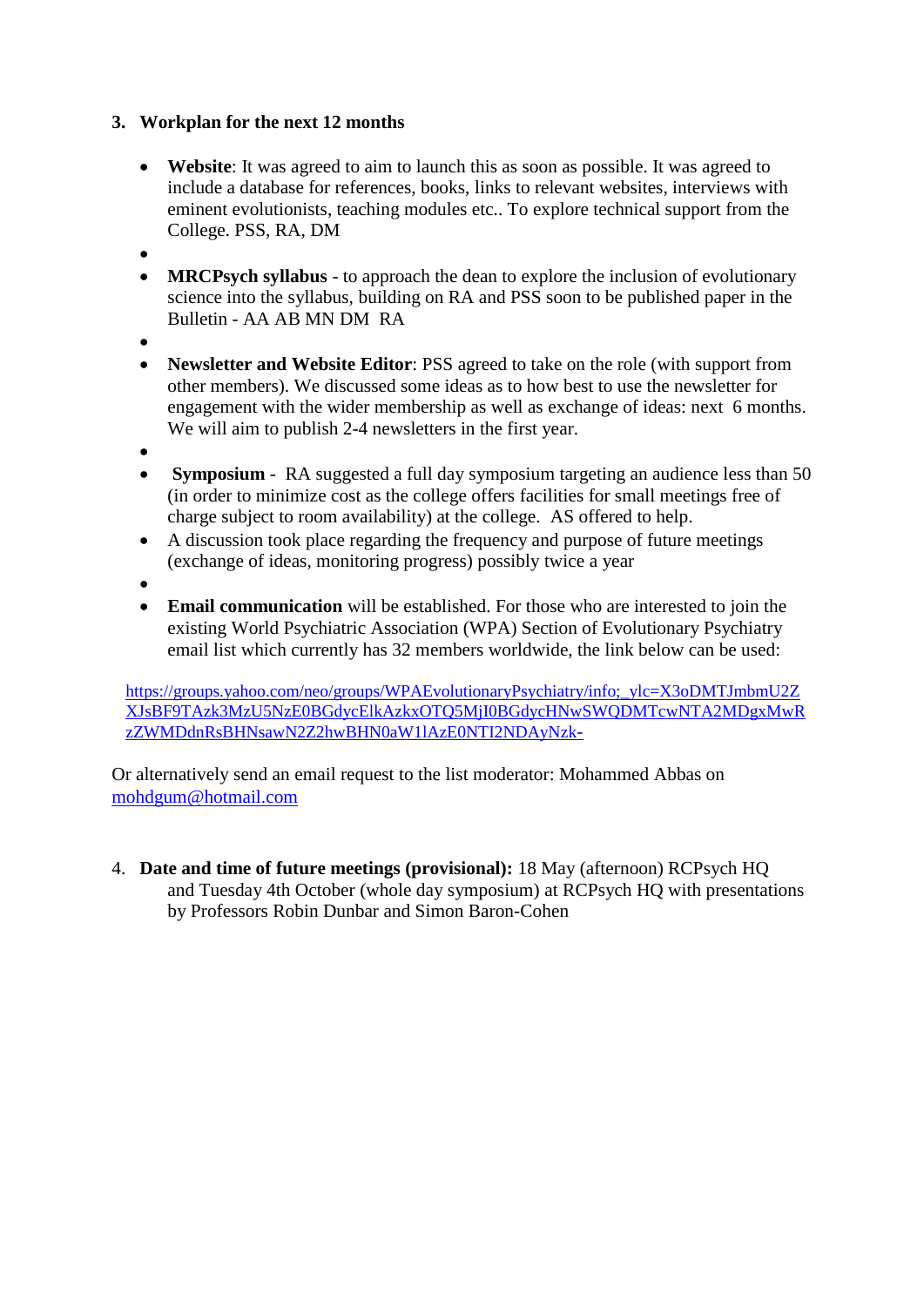## 3. Workplan for the next 12 months

- **Website**: It was agreed to aim to launch this as soon as possible. It was agreed to include a database for references, books, links to relevant websites, interviews with eminent evolutionists, teaching modules etc.. To explore technical support from the College. PSS, RA, DM
- **MRCPsych syllabus** - to approach the dean to explore the inclusion of evolutionary science into the syllabus, building on RA and PSS soon to be published paper in the Bulletin - AA AB MN DM RA
- **Newsletter and Website Editor**: PSS agreed to take on the role (with support from other members). We discussed some ideas as to how best to use the newsletter for engagement with the wider membership as well as exchange of ideas: next 6 months. We will aim to publish 2-4 newsletters in the first year.
- **Symposium** - RA suggested a full day symposium targeting an audience less than 50 (in order to minimize cost as the college offers facilities for small meetings free of charge subject to room availability) at the college. AS offered to help.
- A discussion took place regarding the frequency and purpose of future meetings (exchange of ideas, monitoring progress) possibly twice a year
- **Email communication** will be established. For those who are interested to join the existing World Psychiatric Association (WPA) Section of Evolutionary Psychiatry email list which currently has 32 members worldwide, the link below can be used:

https://groups.yahoo.com/neo/groups/WPAEvolutionaryPsychiatry/info;_ylc=X3oDMTJmbmU2ZXJsBF9TAzk3MzU5NzE0BGdycElkAzkxOTQ5MjI0BGdycHNwSWQDMTcwNTA2MDgxMwRzZWMDdnRsBHNsawN2Z2hwBHN0aW1lAzE0NTI2NDAyNzk-

Or alternatively send an email request to the list moderator: Mohammed Abbas on mohdgum@hotmail.com

4. **Date and time of future meetings (provisional):** 18 May (afternoon) RCPsych HQ and Tuesday 4th October (whole day symposium) at RCPsych HQ with presentations by Professors Robin Dunbar and Simon Baron-Cohen